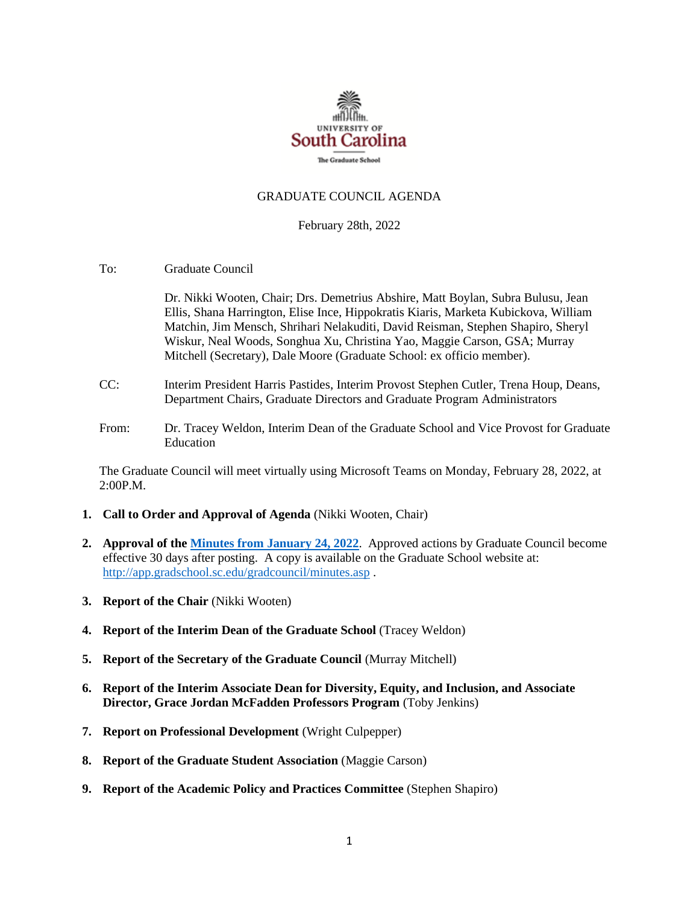UNIVERSITY OF
South Carolina
The Graduate School

GRADUATE COUNCIL AGENDA

February 28th, 2022

To: Graduate Council

Dr. Nikki Wooten, Chair; Drs. Demetrius Abshire, Matt Boylan, Subra Bulusu, Jean Ellis, Shana Harrington, Elise Ince, Hippokratis Kiaris, Marketa Kubickova, William Matchin, Jim Mensch, Shrihari Nelakuditi, David Reisman, Stephen Shapiro, Sheryl Wiskur, Neal Woods, Songhua Xu, Christina Yao, Maggie Carson, GSA; Murray Mitchell (Secretary), Dale Moore (Graduate School: ex officio member).

CC: Interim President Harris Pastides, Interim Provost Stephen Cutler, Trena Houp, Deans, Department Chairs, Graduate Directors and Graduate Program Administrators

From: Dr. Tracey Weldon, Interim Dean of the Graduate School and Vice Provost for Graduate Education

The Graduate Council will meet virtually using Microsoft Teams on Monday, February 28, 2022, at 2:00P.M.

1. **Call to Order and Approval of Agenda** (Nikki Wooten, Chair)
2. **Approval of the Minutes from January 24, 2022**. Approved actions by Graduate Council become effective 30 days after posting. A copy is available on the Graduate School website at: http://app.gradschool.sc.edu/gradcouncil/minutes.asp .
3. **Report of the Chair** (Nikki Wooten)
4. **Report of the Interim Dean of the Graduate School** (Tracey Weldon)
5. **Report of the Secretary of the Graduate Council** (Murray Mitchell)
6. **Report of the Interim Associate Dean for Diversity, Equity, and Inclusion, and Associate Director, Grace Jordan McFadden Professors Program** (Toby Jenkins)
7. **Report on Professional Development** (Wright Culpepper)
8. **Report of the Graduate Student Association** (Maggie Carson)
9. **Report of the Academic Policy and Practices Committee** (Stephen Shapiro)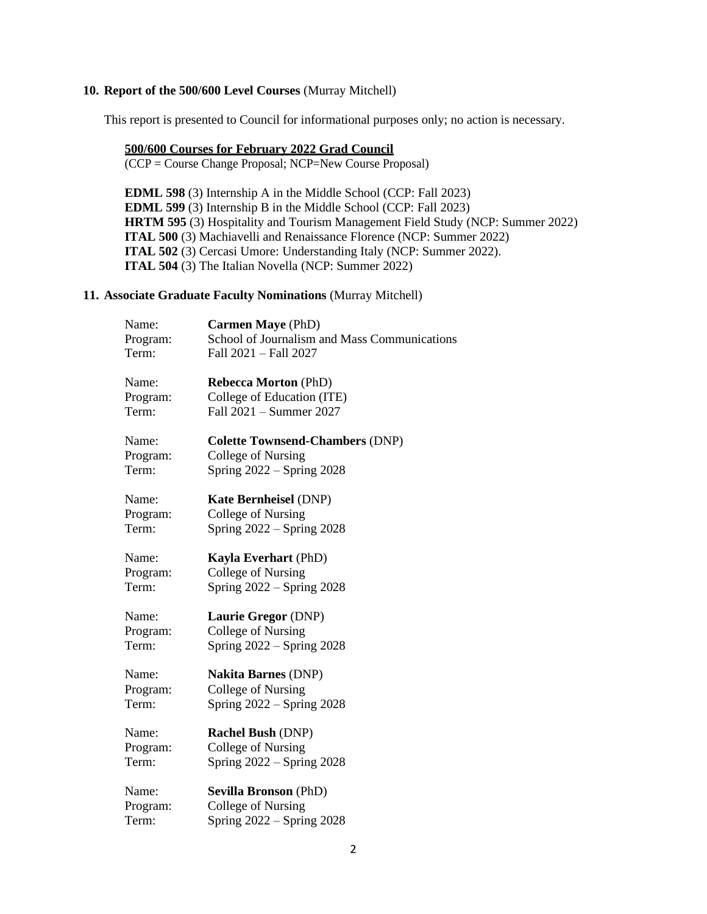## 10. Report of the 500/600 Level Courses (Murray Mitchell)

This report is presented to Council for informational purposes only; no action is necessary.

**500/600 Courses for February 2022 Grad Council**
(CCP = Course Change Proposal; NCP=New Course Proposal)

**EDML 598** (3) Internship A in the Middle School (CCP: Fall 2023)
**EDML 599** (3) Internship B in the Middle School (CCP: Fall 2023)
**HRTM 595** (3) Hospitality and Tourism Management Field Study (NCP: Summer 2022)
**ITAL 500** (3) Machiavelli and Renaissance Florence (NCP: Summer 2022)
**ITAL 502** (3) Cercasi Umore: Understanding Italy (NCP: Summer 2022).
**ITAL 504** (3) The Italian Novella (NCP: Summer 2022)

## 11. Associate Graduate Faculty Nominations (Murray Mitchell)

Name: **Carmen Maye** (PhD)
Program: School of Journalism and Mass Communications
Term: Fall 2021 – Fall 2027

Name: **Rebecca Morton** (PhD)
Program: College of Education (ITE)
Term: Fall 2021 – Summer 2027

Name: **Colette Townsend-Chambers** (DNP)
Program: College of Nursing
Term: Spring 2022 – Spring 2028

Name: **Kate Bernheisel** (DNP)
Program: College of Nursing
Term: Spring 2022 – Spring 2028

Name: **Kayla Everhart** (PhD)
Program: College of Nursing
Term: Spring 2022 – Spring 2028

Name: **Laurie Gregor** (DNP)
Program: College of Nursing
Term: Spring 2022 – Spring 2028

Name: **Nakita Barnes** (DNP)
Program: College of Nursing
Term: Spring 2022 – Spring 2028

Name: **Rachel Bush** (DNP)
Program: College of Nursing
Term: Spring 2022 – Spring 2028

Name: **Sevilla Bronson** (PhD)
Program: College of Nursing
Term: Spring 2022 – Spring 2028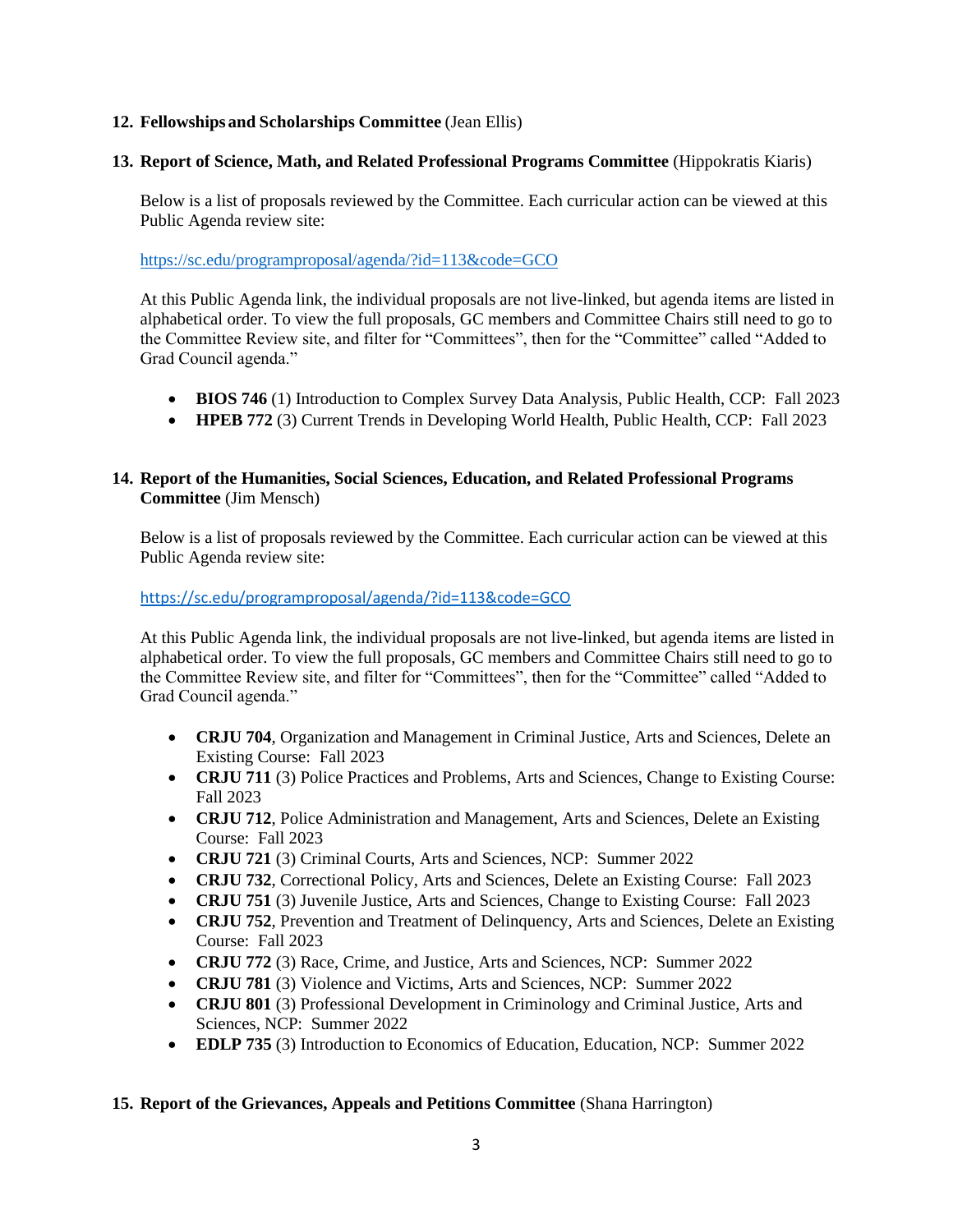**12. Fellowships and Scholarships Committee** (Jean Ellis)

**13. Report of Science, Math, and Related Professional Programs Committee** (Hippokratis Kiaris)

Below is a list of proposals reviewed by the Committee. Each curricular action can be viewed at this Public Agenda review site:

https://sc.edu/programproposal/agenda/?id=113&code=GCO

At this Public Agenda link, the individual proposals are not live-linked, but agenda items are listed in alphabetical order. To view the full proposals, GC members and Committee Chairs still need to go to the Committee Review site, and filter for "Committees", then for the "Committee" called "Added to Grad Council agenda."

- **BIOS 746** (1) Introduction to Complex Survey Data Analysis, Public Health, CCP: Fall 2023
- **HPEB 772** (3) Current Trends in Developing World Health, Public Health, CCP: Fall 2023

**14. Report of the Humanities, Social Sciences, Education, and Related Professional Programs Committee** (Jim Mensch)

Below is a list of proposals reviewed by the Committee. Each curricular action can be viewed at this Public Agenda review site:

https://sc.edu/programproposal/agenda/?id=113&code=GCO

At this Public Agenda link, the individual proposals are not live-linked, but agenda items are listed in alphabetical order. To view the full proposals, GC members and Committee Chairs still need to go to the Committee Review site, and filter for "Committees", then for the "Committee" called "Added to Grad Council agenda."

- **CRJU 704**, Organization and Management in Criminal Justice, Arts and Sciences, Delete an Existing Course: Fall 2023
- **CRJU 711** (3) Police Practices and Problems, Arts and Sciences, Change to Existing Course: Fall 2023
- **CRJU 712**, Police Administration and Management, Arts and Sciences, Delete an Existing Course: Fall 2023
- **CRJU 721** (3) Criminal Courts, Arts and Sciences, NCP: Summer 2022
- **CRJU 732**, Correctional Policy, Arts and Sciences, Delete an Existing Course: Fall 2023
- **CRJU 751** (3) Juvenile Justice, Arts and Sciences, Change to Existing Course: Fall 2023
- **CRJU 752**, Prevention and Treatment of Delinquency, Arts and Sciences, Delete an Existing Course: Fall 2023
- **CRJU 772** (3) Race, Crime, and Justice, Arts and Sciences, NCP: Summer 2022
- **CRJU 781** (3) Violence and Victims, Arts and Sciences, NCP: Summer 2022
- **CRJU 801** (3) Professional Development in Criminology and Criminal Justice, Arts and Sciences, NCP: Summer 2022
- **EDLP 735** (3) Introduction to Economics of Education, Education, NCP: Summer 2022

**15. Report of the Grievances, Appeals and Petitions Committee** (Shana Harrington)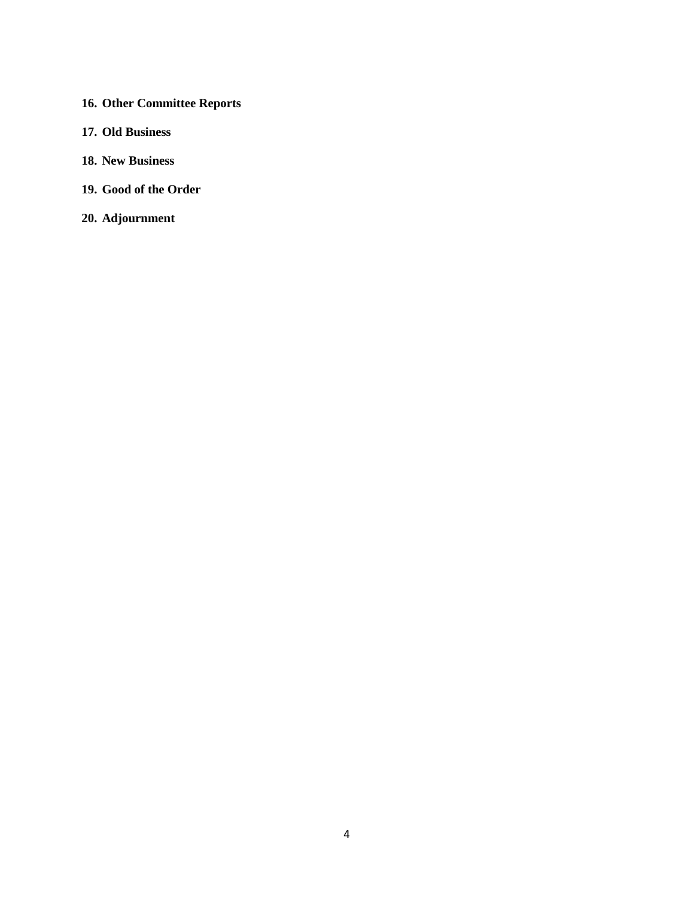16. **Other Committee Reports**

17. **Old Business**

18. **New Business**

19. **Good of the Order**

20. **Adjournment**